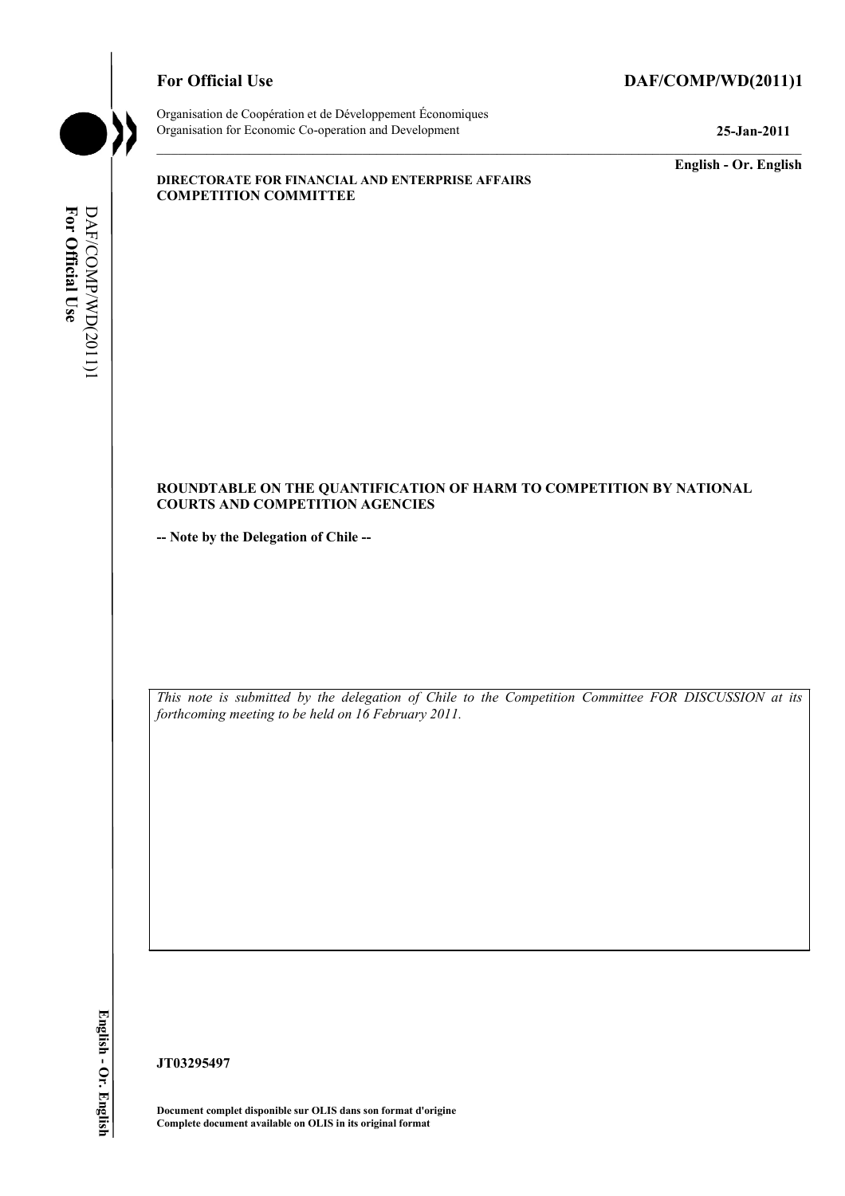**For Official Use** **DAF/COMP/WD(2011)1**

Organisation de Coopération et de Développement Économiques
Organisation for Economic Co-operation and Development **25-Jan-2011**

**English - Or. English**

**DIRECTORATE FOR FINANCIAL AND ENTERPRISE AFFAIRS**
**COMPETITION COMMITTEE**

**ROUNDTABLE ON THE QUANTIFICATION OF HARM TO COMPETITION BY NATIONAL COURTS AND COMPETITION AGENCIES**

**-- Note by the Delegation of Chile --**

*This note is submitted by the delegation of Chile to the Competition Committee FOR DISCUSSION at its forthcoming meeting to be held on 16 February 2011.*

**JT03295497**

**Document complet disponible sur OLIS dans son format d'origine**
**Complete document available on OLIS in its original format**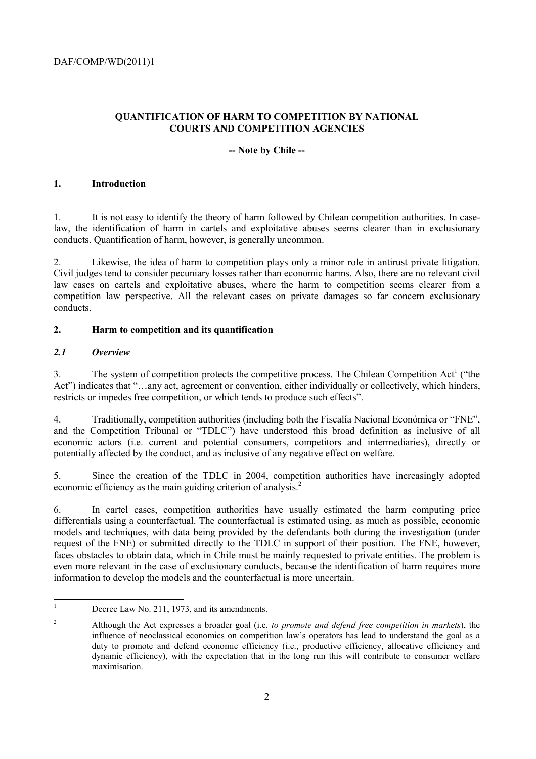## QUANTIFICATION OF HARM TO COMPETITION BY NATIONAL COURTS AND COMPETITION AGENCIES

**-- Note by Chile --**

### 1. Introduction

1. It is not easy to identify the theory of harm followed by Chilean competition authorities. In case-law, the identification of harm in cartels and exploitative abuses seems clearer than in exclusionary conducts. Quantification of harm, however, is generally uncommon.

2. Likewise, the idea of harm to competition plays only a minor role in antirust private litigation. Civil judges tend to consider pecuniary losses rather than economic harms. Also, there are no relevant civil law cases on cartels and exploitative abuses, where the harm to competition seems clearer from a competition law perspective. All the relevant cases on private damages so far concern exclusionary conducts.

### 2. Harm to competition and its quantification

#### *2.1 Overview*

3. The system of competition protects the competitive process. The Chilean Competition Act[1] ("the Act") indicates that "…any act, agreement or convention, either individually or collectively, which hinders, restricts or impedes free competition, or which tends to produce such effects".

4. Traditionally, competition authorities (including both the Fiscalía Nacional Económica or "FNE", and the Competition Tribunal or "TDLC") have understood this broad definition as inclusive of all economic actors (i.e. current and potential consumers, competitors and intermediaries), directly or potentially affected by the conduct, and as inclusive of any negative effect on welfare.

5. Since the creation of the TDLC in 2004, competition authorities have increasingly adopted economic efficiency as the main guiding criterion of analysis.[2]

6. In cartel cases, competition authorities have usually estimated the harm computing price differentials using a counterfactual. The counterfactual is estimated using, as much as possible, economic models and techniques, with data being provided by the defendants both during the investigation (under request of the FNE) or submitted directly to the TDLC in support of their position. The FNE, however, faces obstacles to obtain data, which in Chile must be mainly requested to private entities. The problem is even more relevant in the case of exclusionary conducts, because the identification of harm requires more information to develop the models and the counterfactual is more uncertain.

---

[1] Decree Law No. 211, 1973, and its amendments.

[2] Although the Act expresses a broader goal (i.e. *to promote and defend free competition in markets*), the influence of neoclassical economics on competition law's operators has lead to understand the goal as a duty to promote and defend economic efficiency (i.e., productive efficiency, allocative efficiency and dynamic efficiency), with the expectation that in the long run this will contribute to consumer welfare maximisation.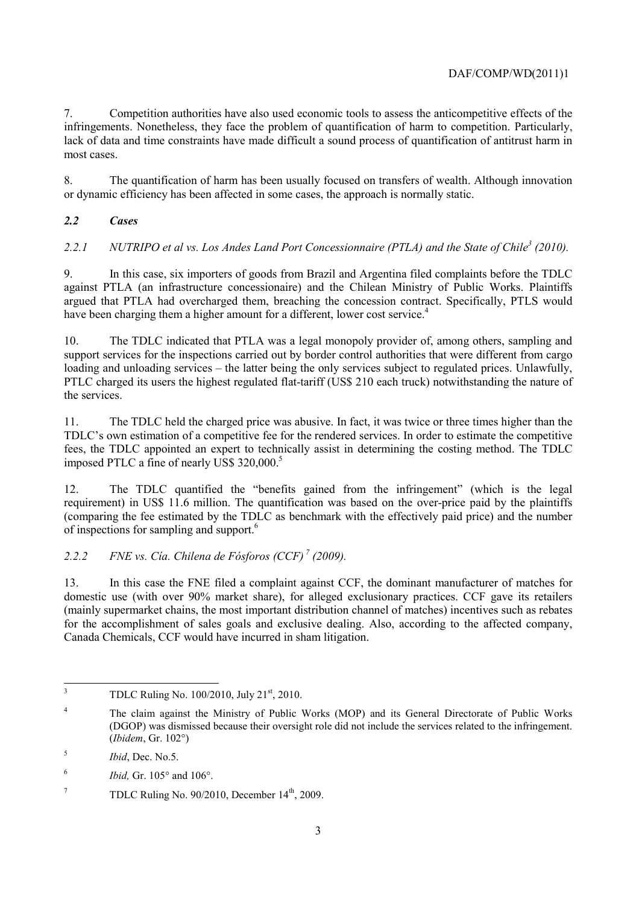7. Competition authorities have also used economic tools to assess the anticompetitive effects of the infringements. Nonetheless, they face the problem of quantification of harm to competition. Particularly, lack of data and time constraints have made difficult a sound process of quantification of antitrust harm in most cases.

8. The quantification of harm has been usually focused on transfers of wealth. Although innovation or dynamic efficiency has been affected in some cases, the approach is normally static.

### *2.2 Cases*

#### *2.2.1 NUTRIPO et al vs. Los Andes Land Port Concessionnaire (PTLA) and the State of Chile[3] (2010).*

9. In this case, six importers of goods from Brazil and Argentina filed complaints before the TDLC against PTLA (an infrastructure concessionaire) and the Chilean Ministry of Public Works. Plaintiffs argued that PTLA had overcharged them, breaching the concession contract. Specifically, PTLS would have been charging them a higher amount for a different, lower cost service.[4]

10. The TDLC indicated that PTLA was a legal monopoly provider of, among others, sampling and support services for the inspections carried out by border control authorities that were different from cargo loading and unloading services – the latter being the only services subject to regulated prices. Unlawfully, PTLC charged its users the highest regulated flat-tariff (US$ 210 each truck) notwithstanding the nature of the services.

11. The TDLC held the charged price was abusive. In fact, it was twice or three times higher than the TDLC's own estimation of a competitive fee for the rendered services. In order to estimate the competitive fees, the TDLC appointed an expert to technically assist in determining the costing method. The TDLC imposed PTLC a fine of nearly US$ 320,000.[5]

12. The TDLC quantified the "benefits gained from the infringement" (which is the legal requirement) in US$ 11.6 million. The quantification was based on the over-price paid by the plaintiffs (comparing the fee estimated by the TDLC as benchmark with the effectively paid price) and the number of inspections for sampling and support.[6]

#### *2.2.2 FNE vs. Cía. Chilena de Fósforos (CCF)[7] (2009).*

13. In this case the FNE filed a complaint against CCF, the dominant manufacturer of matches for domestic use (with over 90% market share), for alleged exclusionary practices. CCF gave its retailers (mainly supermarket chains, the most important distribution channel of matches) incentives such as rebates for the accomplishment of sales goals and exclusive dealing. Also, according to the affected company, Canada Chemicals, CCF would have incurred in sham litigation.

---

[3] TDLC Ruling No. 100/2010, July 21st, 2010.

[4] The claim against the Ministry of Public Works (MOP) and its General Directorate of Public Works (DGOP) was dismissed because their oversight role did not include the services related to the infringement. (*Ibidem*, Gr. 102°)

[5] *Ibid*, Dec. No.5.

[6] *Ibid,* Gr. 105° and 106°.

[7] TDLC Ruling No. 90/2010, December 14th, 2009.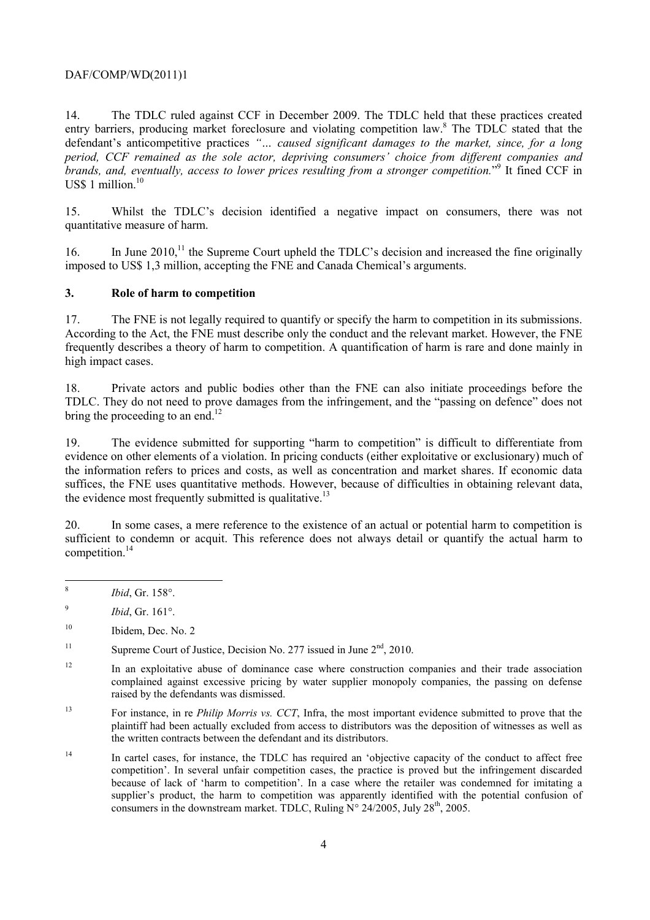14. The TDLC ruled against CCF in December 2009. The TDLC held that these practices created entry barriers, producing market foreclosure and violating competition law.[8] The TDLC stated that the defendant's anticompetitive practices *"… caused significant damages to the market, since, for a long period, CCF remained as the sole actor, depriving consumers' choice from different companies and brands, and, eventually, access to lower prices resulting from a stronger competition.*"[9] It fined CCF in US$ 1 million.[10]

15. Whilst the TDLC's decision identified a negative impact on consumers, there was not quantitative measure of harm.

16. In June 2010,[11] the Supreme Court upheld the TDLC's decision and increased the fine originally imposed to US$ 1,3 million, accepting the FNE and Canada Chemical's arguments.

## 3. Role of harm to competition

17. The FNE is not legally required to quantify or specify the harm to competition in its submissions. According to the Act, the FNE must describe only the conduct and the relevant market. However, the FNE frequently describes a theory of harm to competition. A quantification of harm is rare and done mainly in high impact cases.

18. Private actors and public bodies other than the FNE can also initiate proceedings before the TDLC. They do not need to prove damages from the infringement, and the "passing on defence" does not bring the proceeding to an end.[12]

19. The evidence submitted for supporting "harm to competition" is difficult to differentiate from evidence on other elements of a violation. In pricing conducts (either exploitative or exclusionary) much of the information refers to prices and costs, as well as concentration and market shares. If economic data suffices, the FNE uses quantitative methods. However, because of difficulties in obtaining relevant data, the evidence most frequently submitted is qualitative.[13]

20. In some cases, a mere reference to the existence of an actual or potential harm to competition is sufficient to condemn or acquit. This reference does not always detail or quantify the actual harm to competition.[14]

---

[8] *Ibid*, Gr. 158°.

[9] *Ibid*, Gr. 161°.

[10] Ibidem, Dec. No. 2

[11] Supreme Court of Justice, Decision No. 277 issued in June 2nd, 2010.

[12] In an exploitative abuse of dominance case where construction companies and their trade association complained against excessive pricing by water supplier monopoly companies, the passing on defense raised by the defendants was dismissed.

[13] For instance, in re *Philip Morris vs. CCT*, Infra, the most important evidence submitted to prove that the plaintiff had been actually excluded from access to distributors was the deposition of witnesses as well as the written contracts between the defendant and its distributors.

[14] In cartel cases, for instance, the TDLC has required an 'objective capacity of the conduct to affect free competition'. In several unfair competition cases, the practice is proved but the infringement discarded because of lack of 'harm to competition'. In a case where the retailer was condemned for imitating a supplier's product, the harm to competition was apparently identified with the potential confusion of consumers in the downstream market. TDLC, Ruling N° 24/2005, July 28th, 2005.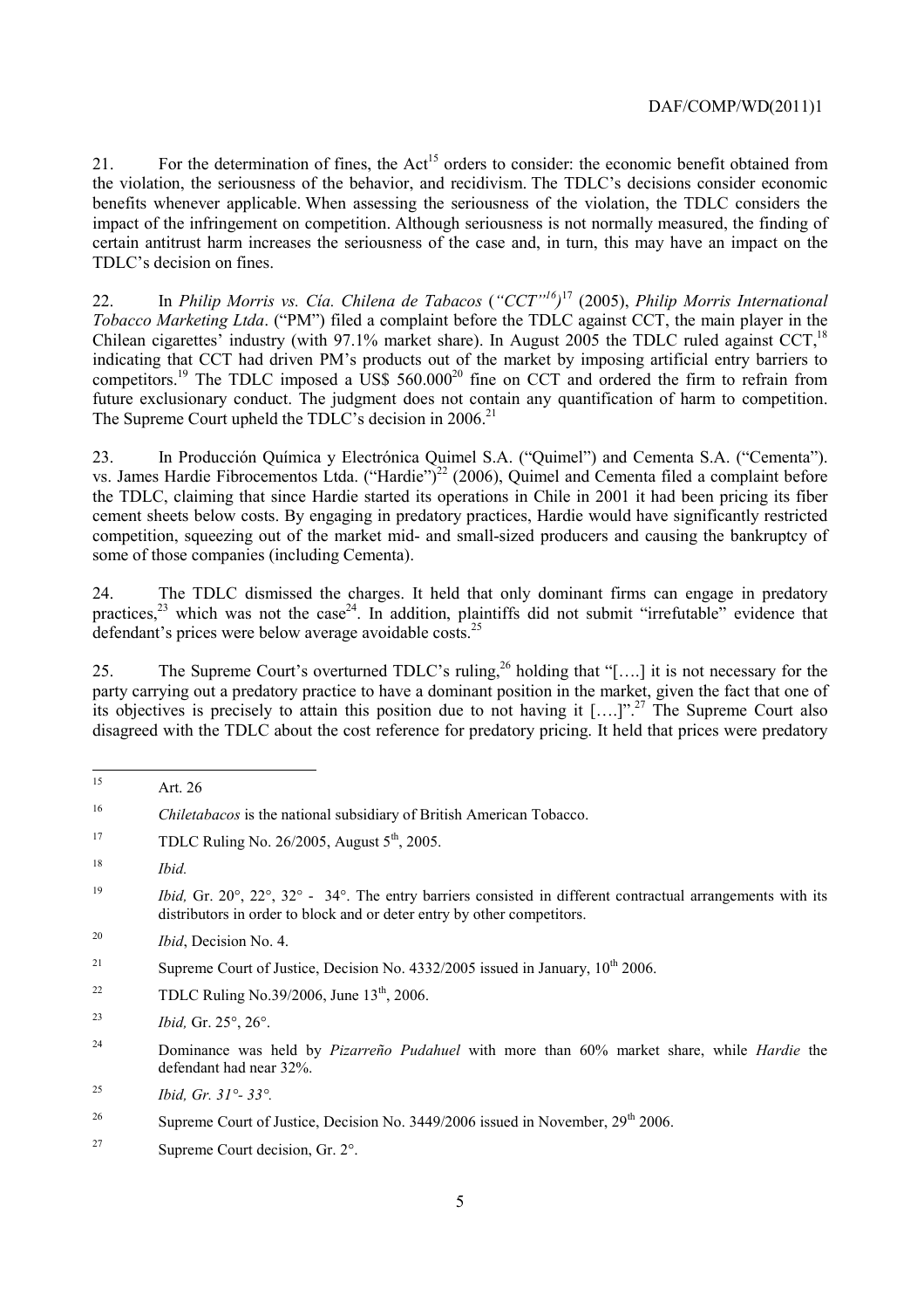21. For the determination of fines, the Act[15] orders to consider: the economic benefit obtained from the violation, the seriousness of the behavior, and recidivism. The TDLC's decisions consider economic benefits whenever applicable. When assessing the seriousness of the violation, the TDLC considers the impact of the infringement on competition. Although seriousness is not normally measured, the finding of certain antitrust harm increases the seriousness of the case and, in turn, this may have an impact on the TDLC's decision on fines.

22. In *Philip Morris vs. Cía. Chilena de Tabacos* (*"CCT"*[16])[17] (2005), *Philip Morris International Tobacco Marketing Ltda*. ("PM") filed a complaint before the TDLC against CCT, the main player in the Chilean cigarettes' industry (with 97.1% market share). In August 2005 the TDLC ruled against CCT,[18] indicating that CCT had driven PM's products out of the market by imposing artificial entry barriers to competitors.[19] The TDLC imposed a US$ 560.000[20] fine on CCT and ordered the firm to refrain from future exclusionary conduct. The judgment does not contain any quantification of harm to competition. The Supreme Court upheld the TDLC's decision in 2006.[21]

23. In Producción Química y Electrónica Quimel S.A. ("Quimel") and Cementa S.A. ("Cementa"). vs. James Hardie Fibrocementos Ltda. ("Hardie")[22] (2006), Quimel and Cementa filed a complaint before the TDLC, claiming that since Hardie started its operations in Chile in 2001 it had been pricing its fiber cement sheets below costs. By engaging in predatory practices, Hardie would have significantly restricted competition, squeezing out of the market mid- and small-sized producers and causing the bankruptcy of some of those companies (including Cementa).

24. The TDLC dismissed the charges. It held that only dominant firms can engage in predatory practices,[23] which was not the case[24]. In addition, plaintiffs did not submit "irrefutable" evidence that defendant's prices were below average avoidable costs.[25]

25. The Supreme Court's overturned TDLC's ruling,[26] holding that "[….] it is not necessary for the party carrying out a predatory practice to have a dominant position in the market, given the fact that one of its objectives is precisely to attain this position due to not having it [….]".[27] The Supreme Court also disagreed with the TDLC about the cost reference for predatory pricing. It held that prices were predatory

---

[15] Art. 26

[16] *Chiletabacos* is the national subsidiary of British American Tobacco.

[17] TDLC Ruling No. 26/2005, August 5th, 2005.

[18] *Ibid.*

[19] *Ibid,* Gr. 20°, 22°, 32° - 34°. The entry barriers consisted in different contractual arrangements with its distributors in order to block and or deter entry by other competitors.

[20] *Ibid*, Decision No. 4.

[21] Supreme Court of Justice, Decision No. 4332/2005 issued in January, 10th 2006.

[22] TDLC Ruling No.39/2006, June 13th, 2006.

[23] *Ibid,* Gr. 25°, 26°.

[24] Dominance was held by *Pizarreño Pudahuel* with more than 60% market share, while *Hardie* the defendant had near 32%.

[25] *Ibid, Gr. 31°- 33°.*

[26] Supreme Court of Justice, Decision No. 3449/2006 issued in November, 29th 2006.

[27] Supreme Court decision, Gr. 2°.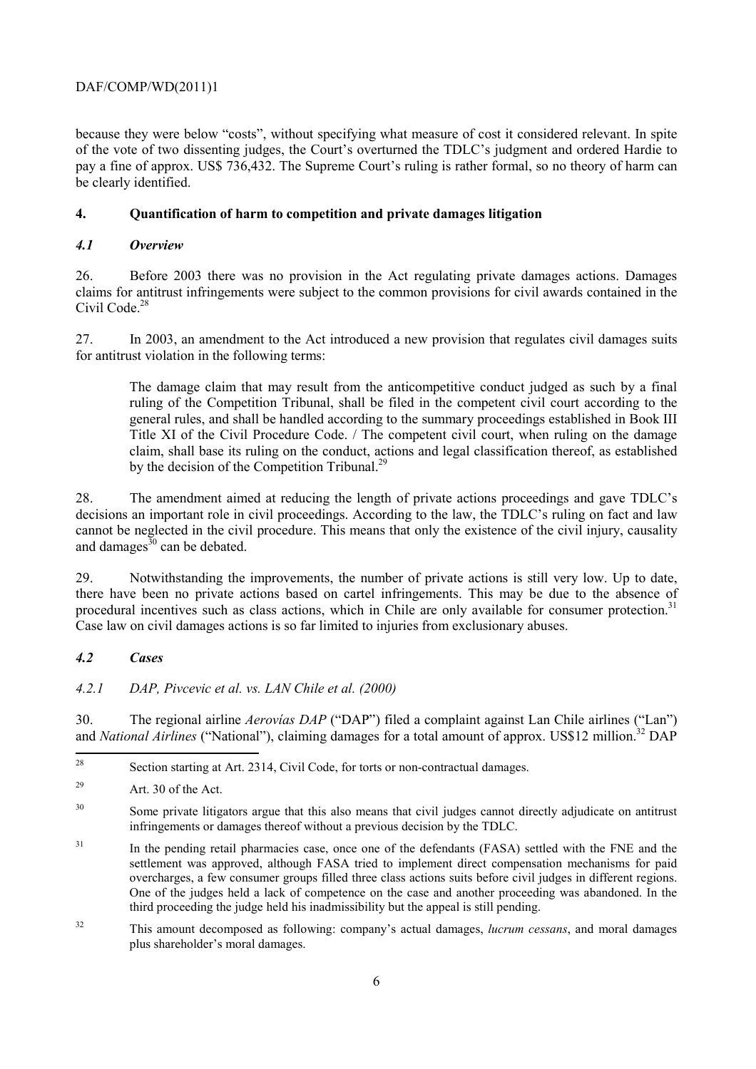because they were below "costs", without specifying what measure of cost it considered relevant. In spite of the vote of two dissenting judges, the Court's overturned the TDLC's judgment and ordered Hardie to pay a fine of approx. US$ 736,432. The Supreme Court's ruling is rather formal, so no theory of harm can be clearly identified.

## 4. Quantification of harm to competition and private damages litigation

### *4.1 Overview*

26. Before 2003 there was no provision in the Act regulating private damages actions. Damages claims for antitrust infringements were subject to the common provisions for civil awards contained in the Civil Code.[28]

27. In 2003, an amendment to the Act introduced a new provision that regulates civil damages suits for antitrust violation in the following terms:

> The damage claim that may result from the anticompetitive conduct judged as such by a final ruling of the Competition Tribunal, shall be filed in the competent civil court according to the general rules, and shall be handled according to the summary proceedings established in Book III Title XI of the Civil Procedure Code. / The competent civil court, when ruling on the damage claim, shall base its ruling on the conduct, actions and legal classification thereof, as established by the decision of the Competition Tribunal.[29]

28. The amendment aimed at reducing the length of private actions proceedings and gave TDLC's decisions an important role in civil proceedings. According to the law, the TDLC's ruling on fact and law cannot be neglected in the civil procedure. This means that only the existence of the civil injury, causality and damages[30] can be debated.

29. Notwithstanding the improvements, the number of private actions is still very low. Up to date, there have been no private actions based on cartel infringements. This may be due to the absence of procedural incentives such as class actions, which in Chile are only available for consumer protection.[31] Case law on civil damages actions is so far limited to injuries from exclusionary abuses.

### *4.2 Cases*

#### *4.2.1 DAP, Pivcevic et al. vs. LAN Chile et al. (2000)*

30. The regional airline *Aerovías DAP* ("DAP") filed a complaint against Lan Chile airlines ("Lan") and *National Airlines* ("National"), claiming damages for a total amount of approx. US$12 million.[32] DAP

---

[28] Section starting at Art. 2314, Civil Code, for torts or non-contractual damages.

[29] Art. 30 of the Act.

[30] Some private litigators argue that this also means that civil judges cannot directly adjudicate on antitrust infringements or damages thereof without a previous decision by the TDLC.

[31] In the pending retail pharmacies case, once one of the defendants (FASA) settled with the FNE and the settlement was approved, although FASA tried to implement direct compensation mechanisms for paid overcharges, a few consumer groups filled three class actions suits before civil judges in different regions. One of the judges held a lack of competence on the case and another proceeding was abandoned. In the third proceeding the judge held his inadmissibility but the appeal is still pending.

[32] This amount decomposed as following: company's actual damages, *lucrum cessans*, and moral damages plus shareholder's moral damages.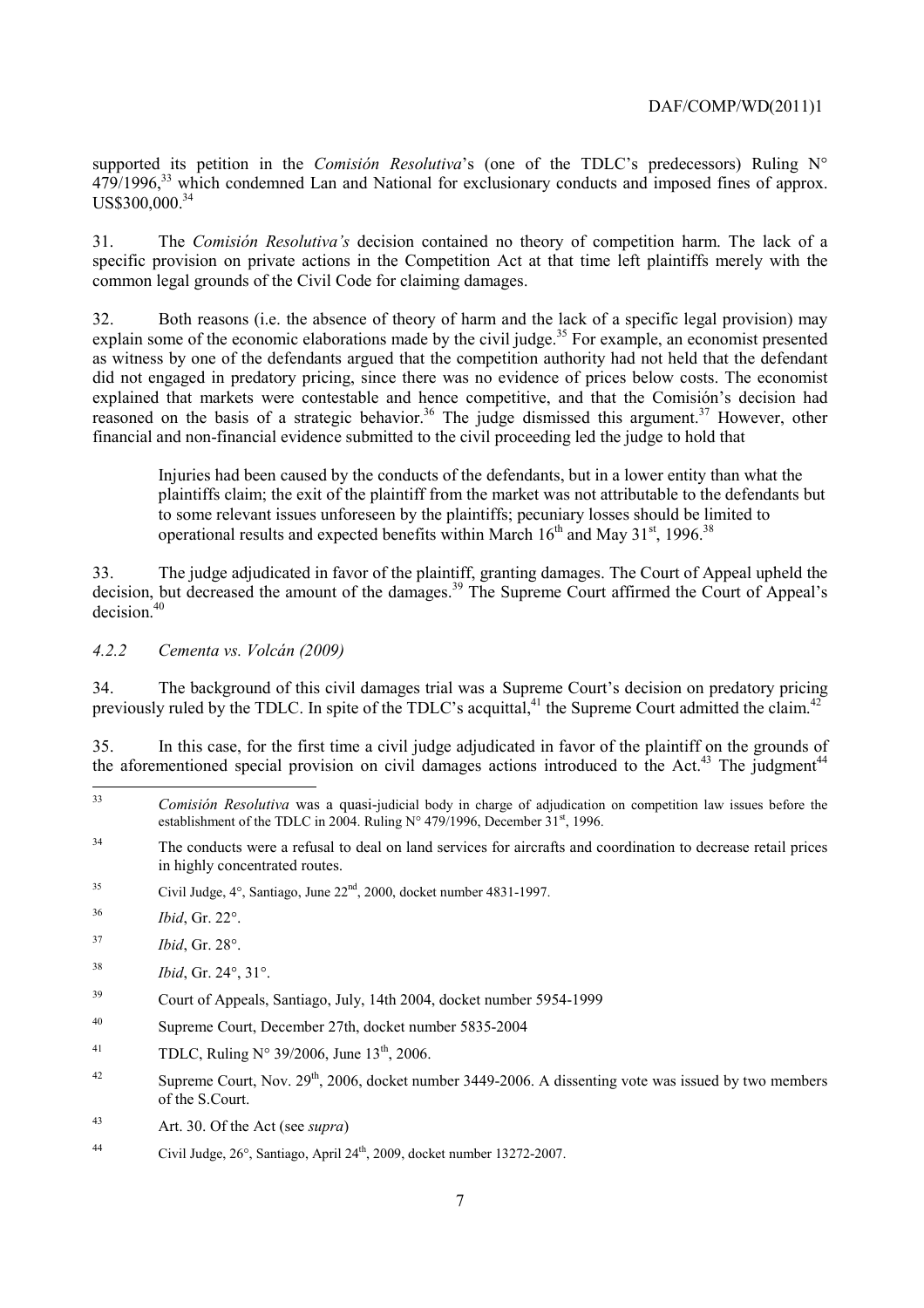supported its petition in the *Comisión Resolutiva*'s (one of the TDLC's predecessors) Ruling N° 479/1996,[33] which condemned Lan and National for exclusionary conducts and imposed fines of approx. US$300,000.[34]

31. The *Comisión Resolutiva's* decision contained no theory of competition harm. The lack of a specific provision on private actions in the Competition Act at that time left plaintiffs merely with the common legal grounds of the Civil Code for claiming damages.

32. Both reasons (i.e. the absence of theory of harm and the lack of a specific legal provision) may explain some of the economic elaborations made by the civil judge.[35] For example, an economist presented as witness by one of the defendants argued that the competition authority had not held that the defendant did not engaged in predatory pricing, since there was no evidence of prices below costs. The economist explained that markets were contestable and hence competitive, and that the Comisión's decision had reasoned on the basis of a strategic behavior.[36] The judge dismissed this argument.[37] However, other financial and non-financial evidence submitted to the civil proceeding led the judge to hold that

> Injuries had been caused by the conducts of the defendants, but in a lower entity than what the plaintiffs claim; the exit of the plaintiff from the market was not attributable to the defendants but to some relevant issues unforeseen by the plaintiffs; pecuniary losses should be limited to operational results and expected benefits within March 16th and May 31st, 1996.[38]

33. The judge adjudicated in favor of the plaintiff, granting damages. The Court of Appeal upheld the decision, but decreased the amount of the damages.[39] The Supreme Court affirmed the Court of Appeal's decision.[40]

#### *4.2.2 Cementa vs. Volcán (2009)*

34. The background of this civil damages trial was a Supreme Court's decision on predatory pricing previously ruled by the TDLC. In spite of the TDLC's acquittal,[41] the Supreme Court admitted the claim.[42]

35. In this case, for the first time a civil judge adjudicated in favor of the plaintiff on the grounds of the aforementioned special provision on civil damages actions introduced to the Act.[43] The judgment[44]

---

[33] *Comisión Resolutiva* was a quasi-judicial body in charge of adjudication on competition law issues before the establishment of the TDLC in 2004. Ruling N° 479/1996, December 31st, 1996.

[34] The conducts were a refusal to deal on land services for aircrafts and coordination to decrease retail prices in highly concentrated routes.

[35] Civil Judge, 4°, Santiago, June 22nd, 2000, docket number 4831-1997.

[36] *Ibid*, Gr. 22°.

[37] *Ibid*, Gr. 28°.

[38] *Ibid*, Gr. 24°, 31°.

[39] Court of Appeals, Santiago, July, 14th 2004, docket number 5954-1999

[40] Supreme Court, December 27th, docket number 5835-2004

[41] TDLC, Ruling N° 39/2006, June 13th, 2006.

[42] Supreme Court, Nov. 29th, 2006, docket number 3449-2006. A dissenting vote was issued by two members of the S.Court.

[43] Art. 30. Of the Act (see *supra*)

[44] Civil Judge, 26°, Santiago, April 24th, 2009, docket number 13272-2007.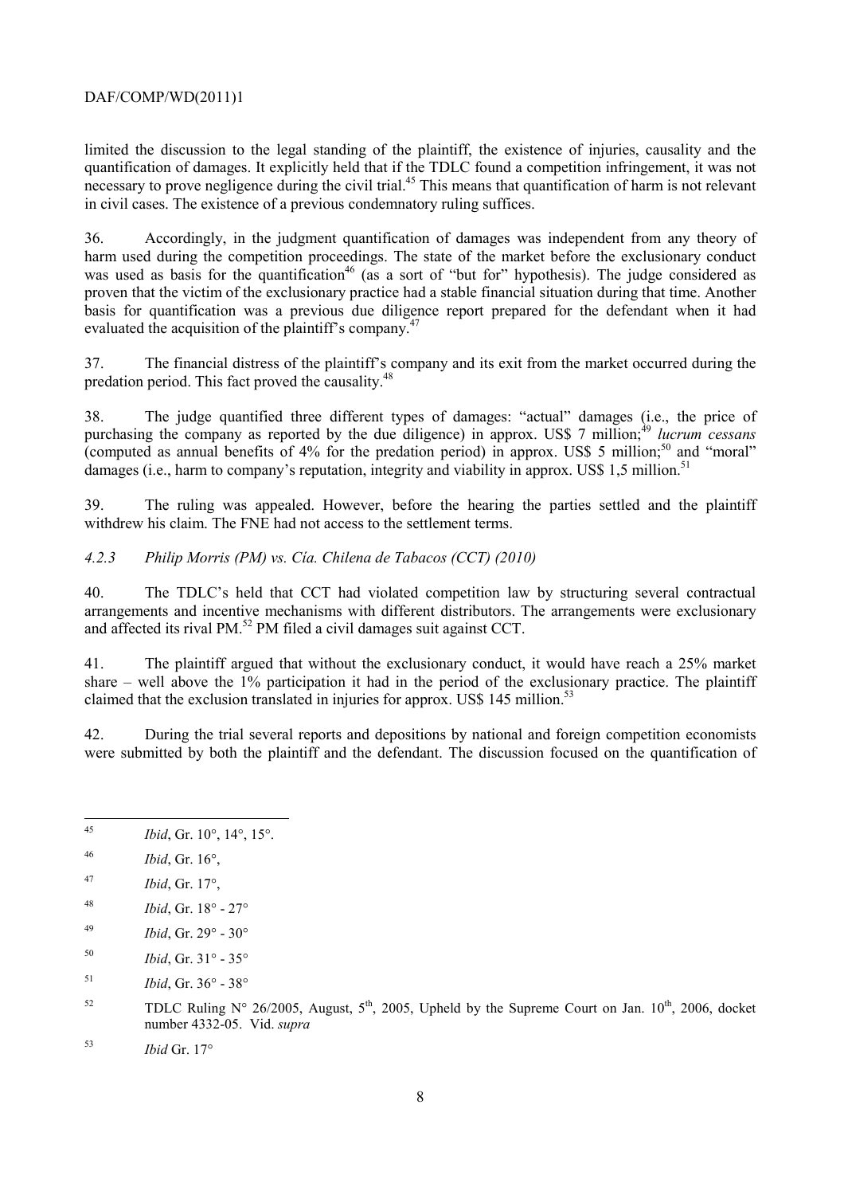limited the discussion to the legal standing of the plaintiff, the existence of injuries, causality and the quantification of damages. It explicitly held that if the TDLC found a competition infringement, it was not necessary to prove negligence during the civil trial.[45] This means that quantification of harm is not relevant in civil cases. The existence of a previous condemnatory ruling suffices.

36. Accordingly, in the judgment quantification of damages was independent from any theory of harm used during the competition proceedings. The state of the market before the exclusionary conduct was used as basis for the quantification[46] (as a sort of "but for" hypothesis). The judge considered as proven that the victim of the exclusionary practice had a stable financial situation during that time. Another basis for quantification was a previous due diligence report prepared for the defendant when it had evaluated the acquisition of the plaintiff's company.[47]

37. The financial distress of the plaintiff's company and its exit from the market occurred during the predation period. This fact proved the causality.[48]

38. The judge quantified three different types of damages: "actual" damages (i.e., the price of purchasing the company as reported by the due diligence) in approx. US$ 7 million;[49] *lucrum cessans* (computed as annual benefits of 4% for the predation period) in approx. US$ 5 million;[50] and "moral" damages (i.e., harm to company's reputation, integrity and viability in approx. US$ 1,5 million.[51]

39. The ruling was appealed. However, before the hearing the parties settled and the plaintiff withdrew his claim. The FNE had not access to the settlement terms.

#### *4.2.3 Philip Morris (PM) vs. Cía. Chilena de Tabacos (CCT) (2010)*

40. The TDLC's held that CCT had violated competition law by structuring several contractual arrangements and incentive mechanisms with different distributors. The arrangements were exclusionary and affected its rival PM.[52] PM filed a civil damages suit against CCT.

41. The plaintiff argued that without the exclusionary conduct, it would have reach a 25% market share – well above the 1% participation it had in the period of the exclusionary practice. The plaintiff claimed that the exclusion translated in injuries for approx. US$ 145 million.[53]

42. During the trial several reports and depositions by national and foreign competition economists were submitted by both the plaintiff and the defendant. The discussion focused on the quantification of

---

[45] *Ibid*, Gr. 10°, 14°, 15°.

[46] *Ibid*, Gr. 16°,

[47] *Ibid*, Gr. 17°,

[48] *Ibid*, Gr. 18° - 27°

[49] *Ibid*, Gr. 29° - 30°

[50] *Ibid*, Gr. 31° - 35°

[51] *Ibid*, Gr. 36° - 38°

[52] TDLC Ruling N° 26/2005, August, 5th, 2005, Upheld by the Supreme Court on Jan. 10th, 2006, docket number 4332-05. Vid. *supra*

[53] *Ibid* Gr. 17°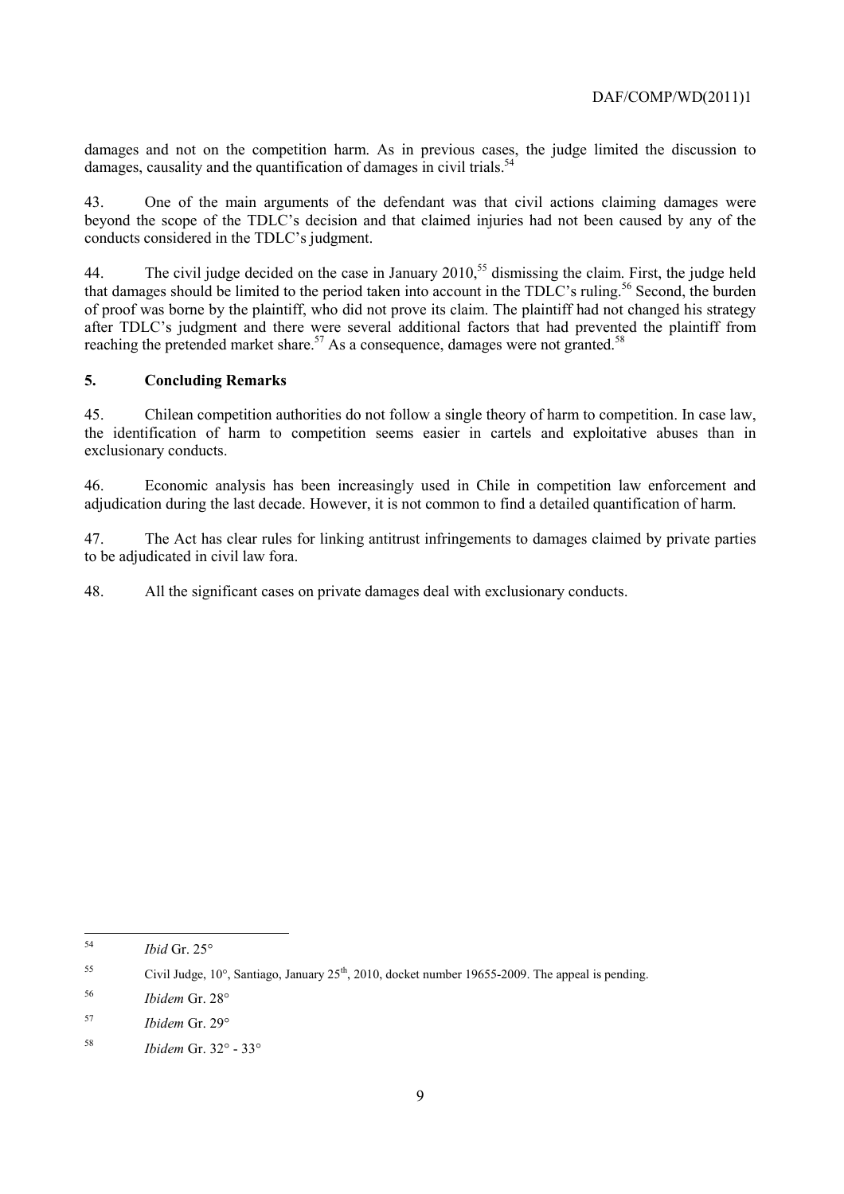damages and not on the competition harm. As in previous cases, the judge limited the discussion to damages, causality and the quantification of damages in civil trials.[54]

43. One of the main arguments of the defendant was that civil actions claiming damages were beyond the scope of the TDLC's decision and that claimed injuries had not been caused by any of the conducts considered in the TDLC's judgment.

44. The civil judge decided on the case in January 2010,[55] dismissing the claim. First, the judge held that damages should be limited to the period taken into account in the TDLC's ruling.[56] Second, the burden of proof was borne by the plaintiff, who did not prove its claim. The plaintiff had not changed his strategy after TDLC's judgment and there were several additional factors that had prevented the plaintiff from reaching the pretended market share.[57] As a consequence, damages were not granted.[58]

## 5. Concluding Remarks

45. Chilean competition authorities do not follow a single theory of harm to competition. In case law, the identification of harm to competition seems easier in cartels and exploitative abuses than in exclusionary conducts.

46. Economic analysis has been increasingly used in Chile in competition law enforcement and adjudication during the last decade. However, it is not common to find a detailed quantification of harm.

47. The Act has clear rules for linking antitrust infringements to damages claimed by private parties to be adjudicated in civil law fora.

48. All the significant cases on private damages deal with exclusionary conducts.

---

[54] *Ibid* Gr. 25°

[55] Civil Judge, 10°, Santiago, January 25th, 2010, docket number 19655-2009. The appeal is pending.

[56] *Ibidem* Gr. 28°

[57] *Ibidem* Gr. 29°

[58] *Ibidem* Gr. 32° - 33°